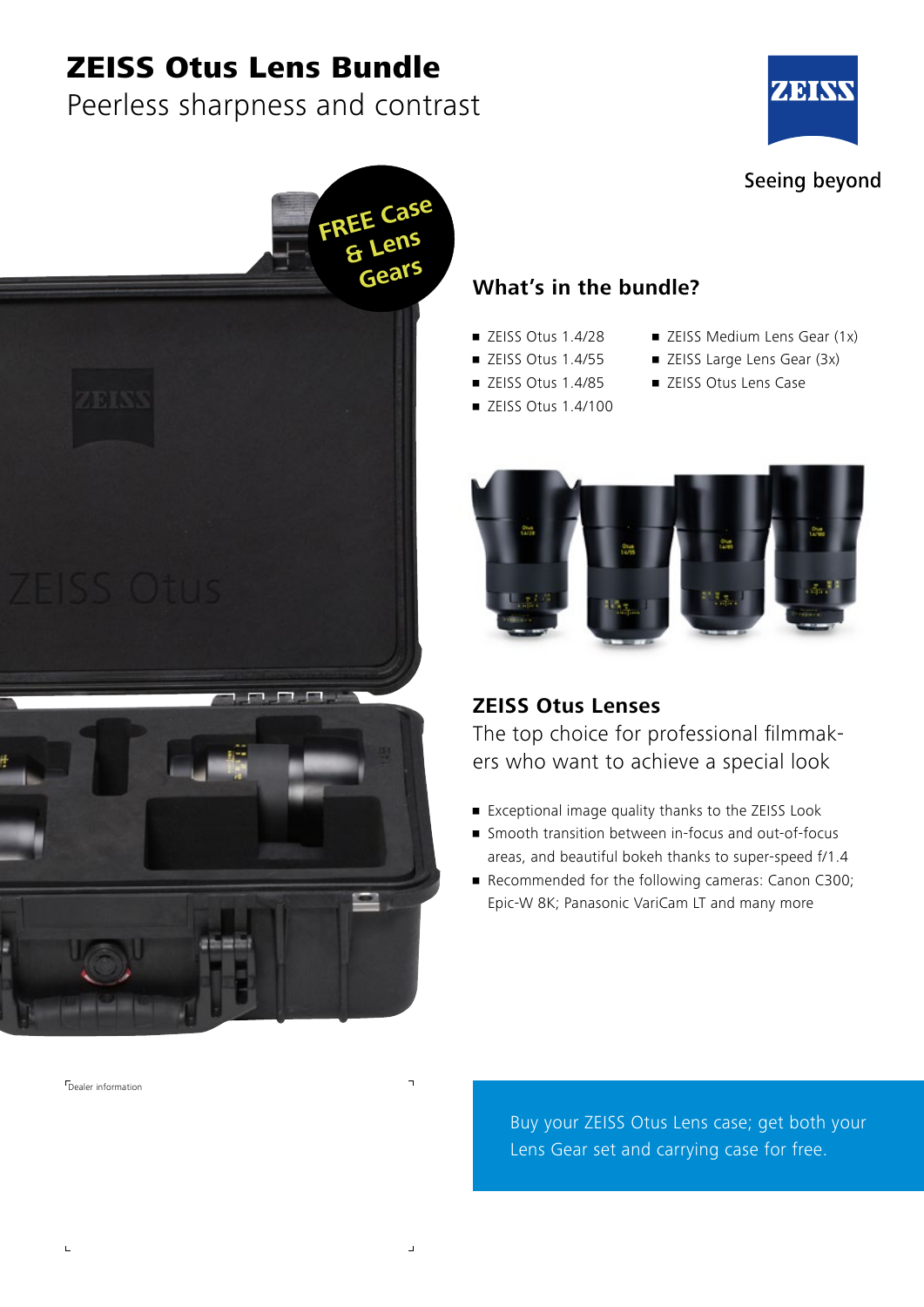# ZEISS Otus Lens Bundle

Peerless sharpness and contrast

Seeing beyond

FREE Case & Lens Gears

## What's in the bundle?

- ZEISS Otus 1.4/28
- ZEISS Otus 1.4/55
- ZEISS Otus 1.4/85
- ZEISS Otus 1.4/100
- ZEISS Medium Lens Gear (1x)
- ZEISS Large Lens Gear (3x)
- ZEISS Otus Lens Case

## ZEISS Otus Lenses

The top choice for professional filmmakers who want to achieve a special look

- Exceptional image quality thanks to the ZEISS Look
- Smooth transition between in-focus and out-of-focus areas, and beautiful bokeh thanks to super-speed f/1.4
- Recommended for the following cameras: Canon C300; Epic-W 8K; Panasonic VariCam LT and many more

Dealer information

Buy your ZEISS Otus Lens case; get both your Lens Gear set and carrying case for free.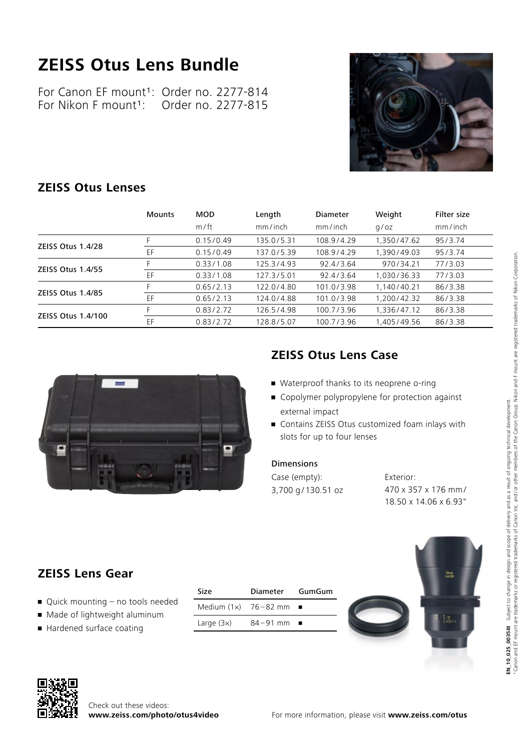# ZEISS Otus Lens Bundle

For Canon EF mount[1]: Order no. 2277-814
For Nikon F mount[1]: Order no. 2277-815

## ZEISS Otus Lenses

| | Mounts | MOD | Length | Diameter | Weight | Filter size |
|---|---|---|---|---|---|---|
| | | m/ft | mm/inch | mm/inch | g/oz | mm/inch |
| ZEISS Otus 1.4/28 | F | 0.15/0.49 | 135.0/5.31 | 108.9/4.29 | 1,350/47.62 | 95/3.74 |
| | EF | 0.15/0.49 | 137.0/5.39 | 108.9/4.29 | 1,390/49.03 | 95/3.74 |
| ZEISS Otus 1.4/55 | F | 0.33/1.08 | 125.3/4.93 | 92.4/3.64 | 970/34.21 | 77/3.03 |
| | EF | 0.33/1.08 | 127.3/5.01 | 92.4/3.64 | 1,030/36.33 | 77/3.03 |
| ZEISS Otus 1.4/85 | F | 0.65/2.13 | 122.0/4.80 | 101.0/3.98 | 1,140/40.21 | 86/3.38 |
| | EF | 0.65/2.13 | 124.0/4.88 | 101.0/3.98 | 1,200/42.32 | 86/3.38 |
| ZEISS Otus 1.4/100 | F | 0.83/2.72 | 126.5/4.98 | 100.7/3.96 | 1,336/47.12 | 86/3.38 |
| | EF | 0.83/2.72 | 128.8/5.07 | 100.7/3.96 | 1,405/49.56 | 86/3.38 |

## ZEISS Otus Lens Case

- Waterproof thanks to its neoprene o-ring
- Copolymer polypropylene for protection against external impact
- Contains ZEISS Otus customized foam inlays with slots for up to four lenses

**Dimensions**

Case (empty): 3,700 g/130.51 oz

Exterior: 470 x 357 x 176 mm/ 18.50 x 14.06 x 6.93"

## ZEISS Lens Gear

- Quick mounting – no tools needed
- Made of lightweight aluminum
- Hardened surface coating

| Size | Diameter | GumGum |
|---|---|---|
| Medium (1×) | 76 – 82 mm | ■ |
| Large (3×) | 84 – 91 mm | ■ |

Check out these videos:
**www.zeiss.com/photo/otus4video**

For more information, please visit **www.zeiss.com/otus**

**EN_10_025_0035III** Subject to change in design and scope of delivery and as a result of ongoing technical development.
[1] Canon and EF mount are trademarks or registered trademarks of Canon Inc. and/or other members of the Canon Group. Nikon and F mount are registered trademarks of Nikon Corporation.